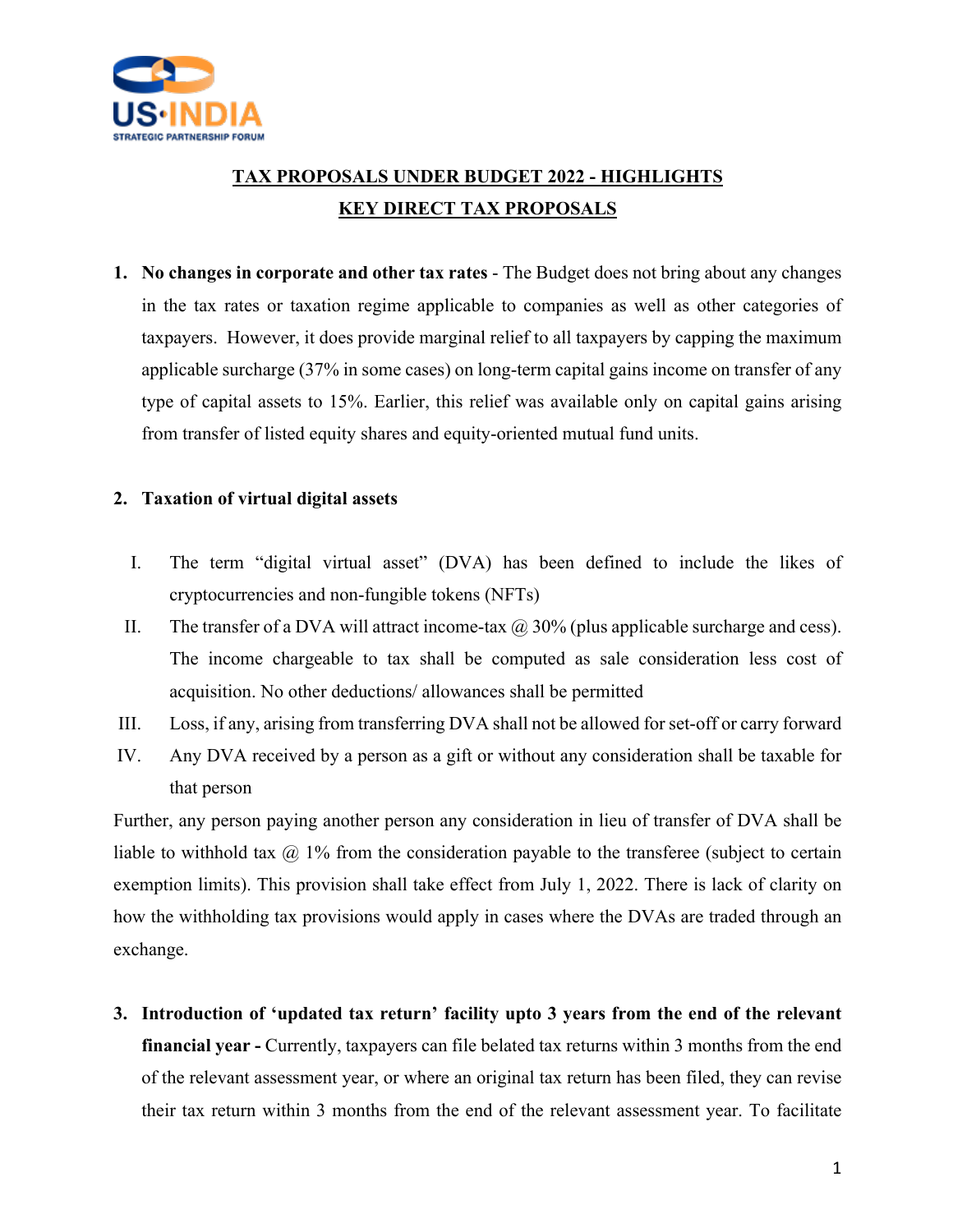# TAX PROPOSALS UNDER BUDGET 2022 - HIGHLIGHTS

## KEY DIRECT TAX PROPOSALS

1. **No changes in corporate and other tax rates** - The Budget does not bring about any changes in the tax rates or taxation regime applicable to companies as well as other categories of taxpayers. However, it does provide marginal relief to all taxpayers by capping the maximum applicable surcharge (37% in some cases) on long-term capital gains income on transfer of any type of capital assets to 15%. Earlier, this relief was available only on capital gains arising from transfer of listed equity shares and equity-oriented mutual fund units.

2. **Taxation of virtual digital assets**

   I. The term "digital virtual asset" (DVA) has been defined to include the likes of cryptocurrencies and non-fungible tokens (NFTs)

   II. The transfer of a DVA will attract income-tax @ 30% (plus applicable surcharge and cess). The income chargeable to tax shall be computed as sale consideration less cost of acquisition. No other deductions/ allowances shall be permitted

   III. Loss, if any, arising from transferring DVA shall not be allowed for set-off or carry forward

   IV. Any DVA received by a person as a gift or without any consideration shall be taxable for that person

Further, any person paying another person any consideration in lieu of transfer of DVA shall be liable to withhold tax @ 1% from the consideration payable to the transferee (subject to certain exemption limits). This provision shall take effect from July 1, 2022. There is lack of clarity on how the withholding tax provisions would apply in cases where the DVAs are traded through an exchange.

3. **Introduction of 'updated tax return' facility upto 3 years from the end of the relevant financial year -** Currently, taxpayers can file belated tax returns within 3 months from the end of the relevant assessment year, or where an original tax return has been filed, they can revise their tax return within 3 months from the end of the relevant assessment year. To facilitate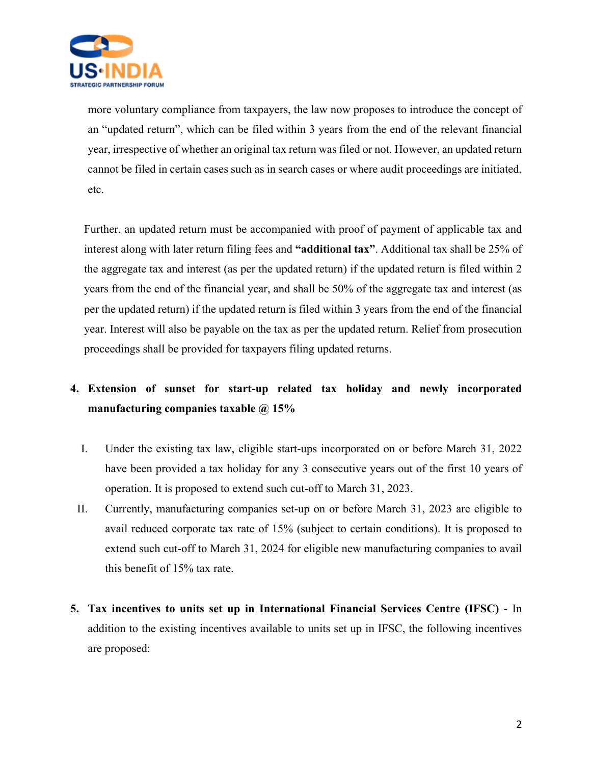more voluntary compliance from taxpayers, the law now proposes to introduce the concept of an "updated return", which can be filed within 3 years from the end of the relevant financial year, irrespective of whether an original tax return was filed or not. However, an updated return cannot be filed in certain cases such as in search cases or where audit proceedings are initiated, etc.

Further, an updated return must be accompanied with proof of payment of applicable tax and interest along with later return filing fees and **"additional tax"**. Additional tax shall be 25% of the aggregate tax and interest (as per the updated return) if the updated return is filed within 2 years from the end of the financial year, and shall be 50% of the aggregate tax and interest (as per the updated return) if the updated return is filed within 3 years from the end of the financial year. Interest will also be payable on the tax as per the updated return. Relief from prosecution proceedings shall be provided for taxpayers filing updated returns.

4. **Extension of sunset for start-up related tax holiday and newly incorporated manufacturing companies taxable @ 15%**

   I. Under the existing tax law, eligible start-ups incorporated on or before March 31, 2022 have been provided a tax holiday for any 3 consecutive years out of the first 10 years of operation. It is proposed to extend such cut-off to March 31, 2023.

   II. Currently, manufacturing companies set-up on or before March 31, 2023 are eligible to avail reduced corporate tax rate of 15% (subject to certain conditions). It is proposed to extend such cut-off to March 31, 2024 for eligible new manufacturing companies to avail this benefit of 15% tax rate.

5. **Tax incentives to units set up in International Financial Services Centre (IFSC)** - In addition to the existing incentives available to units set up in IFSC, the following incentives are proposed: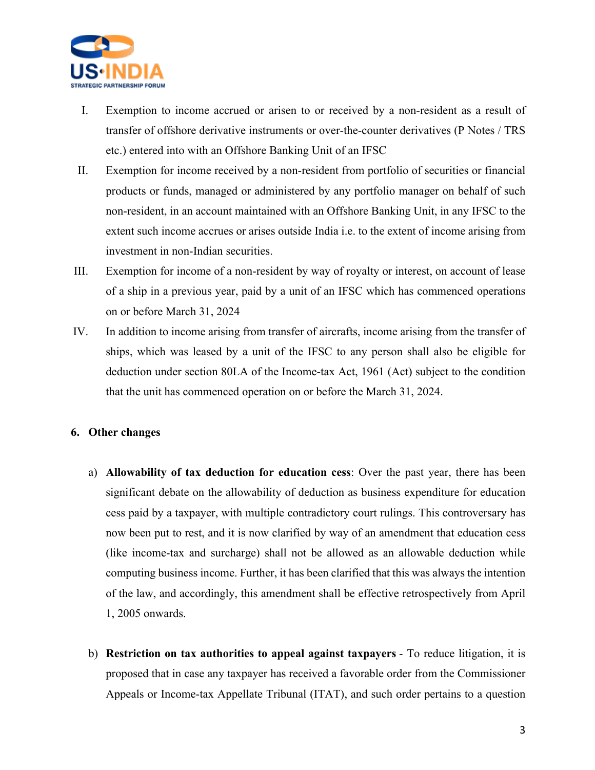I. Exemption to income accrued or arisen to or received by a non-resident as a result of transfer of offshore derivative instruments or over-the-counter derivatives (P Notes / TRS etc.) entered into with an Offshore Banking Unit of an IFSC

II. Exemption for income received by a non-resident from portfolio of securities or financial products or funds, managed or administered by any portfolio manager on behalf of such non-resident, in an account maintained with an Offshore Banking Unit, in any IFSC to the extent such income accrues or arises outside India i.e. to the extent of income arising from investment in non-Indian securities.

III. Exemption for income of a non-resident by way of royalty or interest, on account of lease of a ship in a previous year, paid by a unit of an IFSC which has commenced operations on or before March 31, 2024

IV. In addition to income arising from transfer of aircrafts, income arising from the transfer of ships, which was leased by a unit of the IFSC to any person shall also be eligible for deduction under section 80LA of the Income-tax Act, 1961 (Act) subject to the condition that the unit has commenced operation on or before the March 31, 2024.

## 6. Other changes

a) **Allowability of tax deduction for education cess**: Over the past year, there has been significant debate on the allowability of deduction as business expenditure for education cess paid by a taxpayer, with multiple contradictory court rulings. This controversary has now been put to rest, and it is now clarified by way of an amendment that education cess (like income-tax and surcharge) shall not be allowed as an allowable deduction while computing business income. Further, it has been clarified that this was always the intention of the law, and accordingly, this amendment shall be effective retrospectively from April 1, 2005 onwards.

b) **Restriction on tax authorities to appeal against taxpayers** - To reduce litigation, it is proposed that in case any taxpayer has received a favorable order from the Commissioner Appeals or Income-tax Appellate Tribunal (ITAT), and such order pertains to a question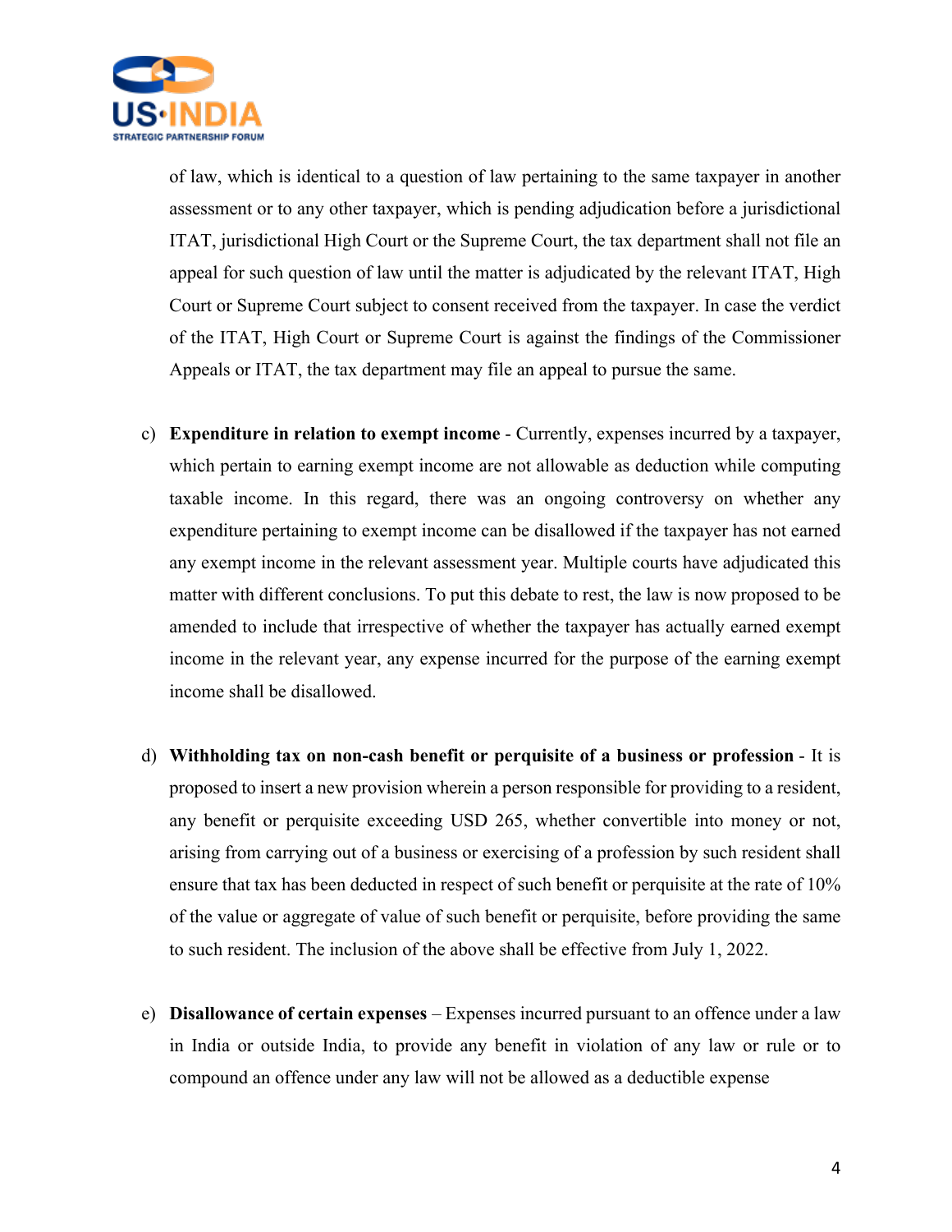of law, which is identical to a question of law pertaining to the same taxpayer in another assessment or to any other taxpayer, which is pending adjudication before a jurisdictional ITAT, jurisdictional High Court or the Supreme Court, the tax department shall not file an appeal for such question of law until the matter is adjudicated by the relevant ITAT, High Court or Supreme Court subject to consent received from the taxpayer. In case the verdict of the ITAT, High Court or Supreme Court is against the findings of the Commissioner Appeals or ITAT, the tax department may file an appeal to pursue the same.

c) **Expenditure in relation to exempt income** - Currently, expenses incurred by a taxpayer, which pertain to earning exempt income are not allowable as deduction while computing taxable income. In this regard, there was an ongoing controversy on whether any expenditure pertaining to exempt income can be disallowed if the taxpayer has not earned any exempt income in the relevant assessment year. Multiple courts have adjudicated this matter with different conclusions. To put this debate to rest, the law is now proposed to be amended to include that irrespective of whether the taxpayer has actually earned exempt income in the relevant year, any expense incurred for the purpose of the earning exempt income shall be disallowed.

d) **Withholding tax on non-cash benefit or perquisite of a business or profession** - It is proposed to insert a new provision wherein a person responsible for providing to a resident, any benefit or perquisite exceeding USD 265, whether convertible into money or not, arising from carrying out of a business or exercising of a profession by such resident shall ensure that tax has been deducted in respect of such benefit or perquisite at the rate of 10% of the value or aggregate of value of such benefit or perquisite, before providing the same to such resident. The inclusion of the above shall be effective from July 1, 2022.

e) **Disallowance of certain expenses** – Expenses incurred pursuant to an offence under a law in India or outside India, to provide any benefit in violation of any law or rule or to compound an offence under any law will not be allowed as a deductible expense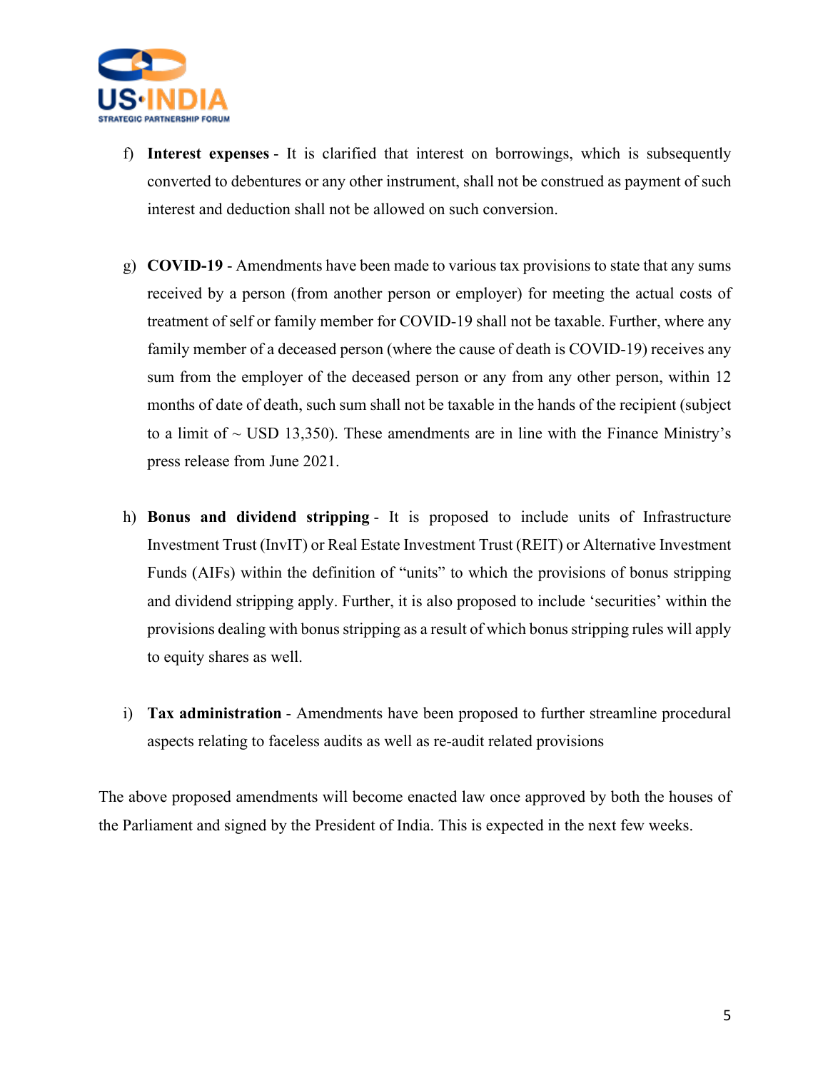f) **Interest expenses** - It is clarified that interest on borrowings, which is subsequently converted to debentures or any other instrument, shall not be construed as payment of such interest and deduction shall not be allowed on such conversion.

g) **COVID-19** - Amendments have been made to various tax provisions to state that any sums received by a person (from another person or employer) for meeting the actual costs of treatment of self or family member for COVID-19 shall not be taxable. Further, where any family member of a deceased person (where the cause of death is COVID-19) receives any sum from the employer of the deceased person or any from any other person, within 12 months of date of death, such sum shall not be taxable in the hands of the recipient (subject to a limit of ~ USD 13,350). These amendments are in line with the Finance Ministry's press release from June 2021.

h) **Bonus and dividend stripping** - It is proposed to include units of Infrastructure Investment Trust (InvIT) or Real Estate Investment Trust (REIT) or Alternative Investment Funds (AIFs) within the definition of "units" to which the provisions of bonus stripping and dividend stripping apply. Further, it is also proposed to include 'securities' within the provisions dealing with bonus stripping as a result of which bonus stripping rules will apply to equity shares as well.

i) **Tax administration** - Amendments have been proposed to further streamline procedural aspects relating to faceless audits as well as re-audit related provisions

The above proposed amendments will become enacted law once approved by both the houses of the Parliament and signed by the President of India. This is expected in the next few weeks.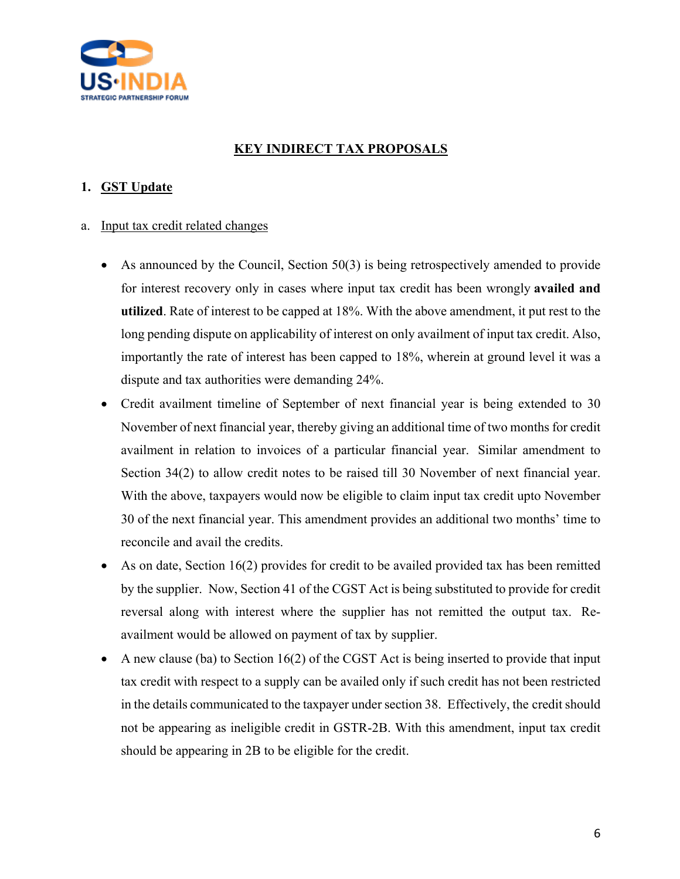## KEY INDIRECT TAX PROPOSALS

### 1. GST Update

a. Input tax credit related changes

- As announced by the Council, Section 50(3) is being retrospectively amended to provide for interest recovery only in cases where input tax credit has been wrongly **availed and utilized**. Rate of interest to be capped at 18%. With the above amendment, it put rest to the long pending dispute on applicability of interest on only availment of input tax credit. Also, importantly the rate of interest has been capped to 18%, wherein at ground level it was a dispute and tax authorities were demanding 24%.
- Credit availment timeline of September of next financial year is being extended to 30 November of next financial year, thereby giving an additional time of two months for credit availment in relation to invoices of a particular financial year. Similar amendment to Section 34(2) to allow credit notes to be raised till 30 November of next financial year. With the above, taxpayers would now be eligible to claim input tax credit upto November 30 of the next financial year. This amendment provides an additional two months' time to reconcile and avail the credits.
- As on date, Section 16(2) provides for credit to be availed provided tax has been remitted by the supplier. Now, Section 41 of the CGST Act is being substituted to provide for credit reversal along with interest where the supplier has not remitted the output tax. Re-availment would be allowed on payment of tax by supplier.
- A new clause (ba) to Section 16(2) of the CGST Act is being inserted to provide that input tax credit with respect to a supply can be availed only if such credit has not been restricted in the details communicated to the taxpayer under section 38. Effectively, the credit should not be appearing as ineligible credit in GSTR-2B. With this amendment, input tax credit should be appearing in 2B to be eligible for the credit.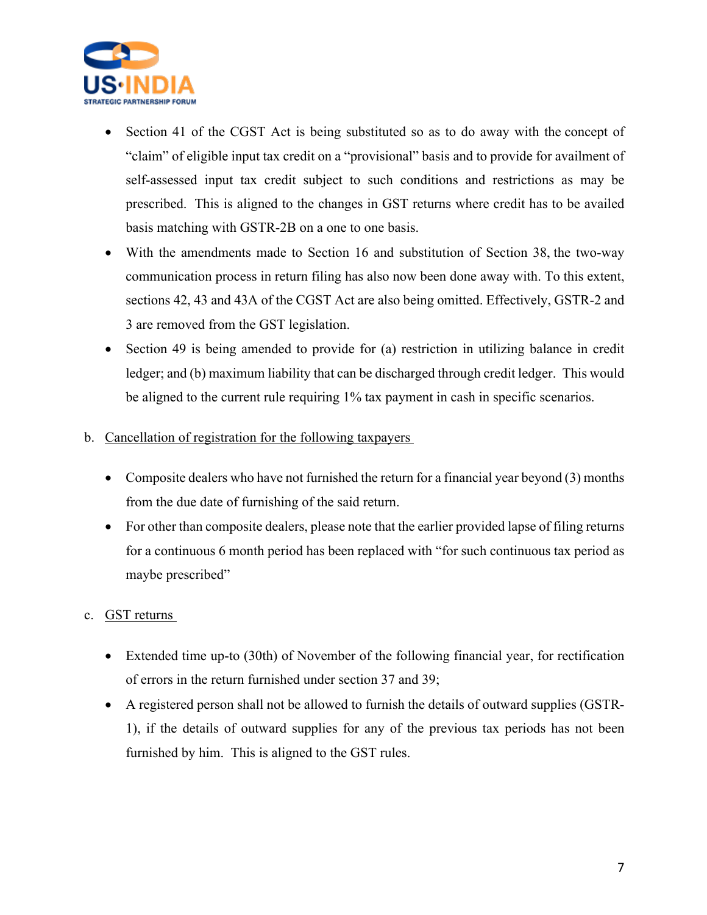- Section 41 of the CGST Act is being substituted so as to do away with the concept of "claim" of eligible input tax credit on a "provisional" basis and to provide for availment of self-assessed input tax credit subject to such conditions and restrictions as may be prescribed. This is aligned to the changes in GST returns where credit has to be availed basis matching with GSTR-2B on a one to one basis.
- With the amendments made to Section 16 and substitution of Section 38, the two-way communication process in return filing has also now been done away with. To this extent, sections 42, 43 and 43A of the CGST Act are also being omitted. Effectively, GSTR-2 and 3 are removed from the GST legislation.
- Section 49 is being amended to provide for (a) restriction in utilizing balance in credit ledger; and (b) maximum liability that can be discharged through credit ledger. This would be aligned to the current rule requiring 1% tax payment in cash in specific scenarios.

b. Cancellation of registration for the following taxpayers

- Composite dealers who have not furnished the return for a financial year beyond (3) months from the due date of furnishing of the said return.
- For other than composite dealers, please note that the earlier provided lapse of filing returns for a continuous 6 month period has been replaced with "for such continuous tax period as maybe prescribed"

c. GST returns

- Extended time up-to (30th) of November of the following financial year, for rectification of errors in the return furnished under section 37 and 39;
- A registered person shall not be allowed to furnish the details of outward supplies (GSTR-1), if the details of outward supplies for any of the previous tax periods has not been furnished by him. This is aligned to the GST rules.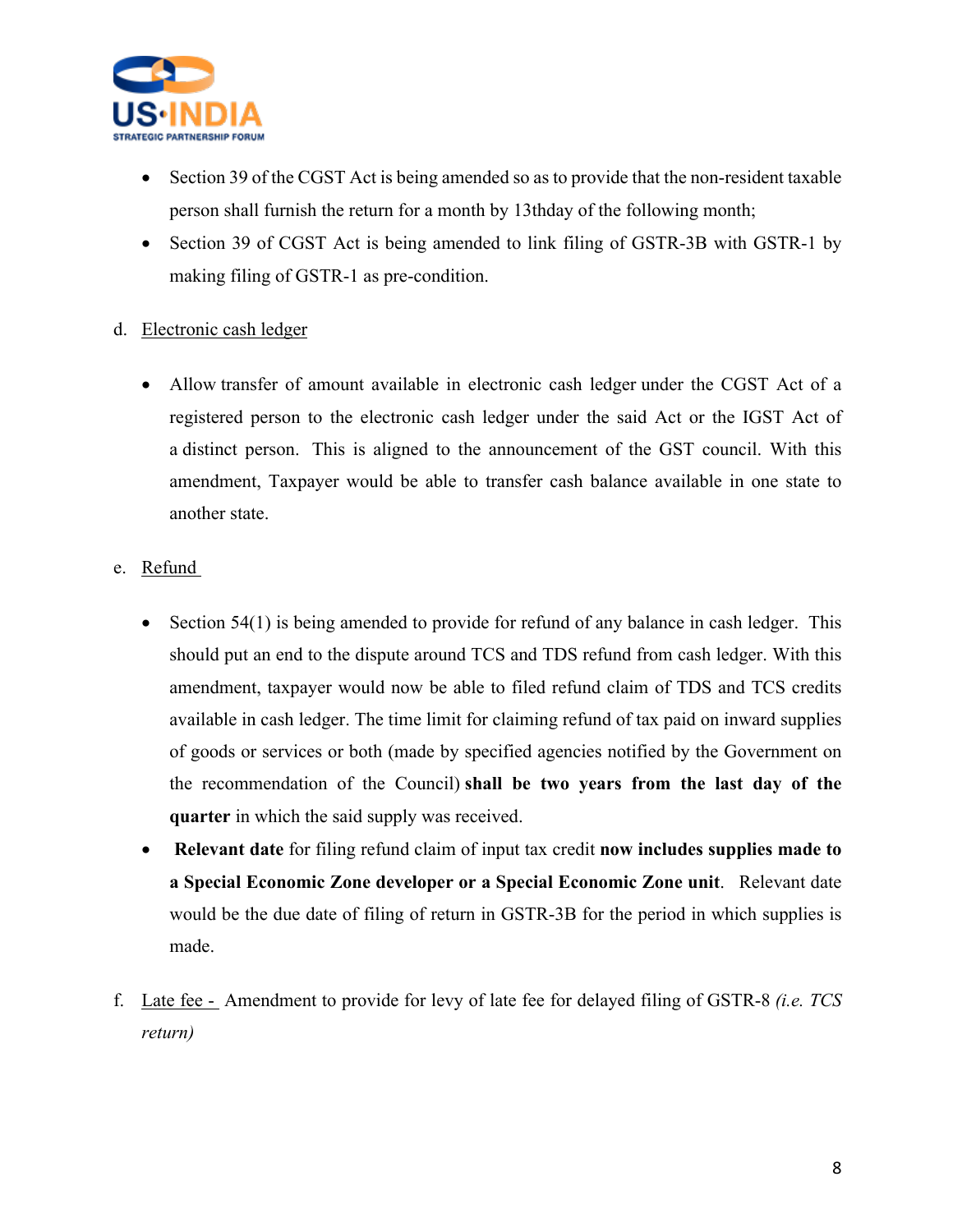- Section 39 of the CGST Act is being amended so as to provide that the non-resident taxable person shall furnish the return for a month by 13thday of the following month;
- Section 39 of CGST Act is being amended to link filing of GSTR-3B with GSTR-1 by making filing of GSTR-1 as pre-condition.

d. Electronic cash ledger

- Allow transfer of amount available in electronic cash ledger under the CGST Act of a registered person to the electronic cash ledger under the said Act or the IGST Act of a distinct person. This is aligned to the announcement of the GST council. With this amendment, Taxpayer would be able to transfer cash balance available in one state to another state.

e. Refund

- Section 54(1) is being amended to provide for refund of any balance in cash ledger. This should put an end to the dispute around TCS and TDS refund from cash ledger. With this amendment, taxpayer would now be able to filed refund claim of TDS and TCS credits available in cash ledger. The time limit for claiming refund of tax paid on inward supplies of goods or services or both (made by specified agencies notified by the Government on the recommendation of the Council) **shall be two years from the last day of the quarter** in which the said supply was received.
- **Relevant date** for filing refund claim of input tax credit **now includes supplies made to a Special Economic Zone developer or a Special Economic Zone unit**. Relevant date would be the due date of filing of return in GSTR-3B for the period in which supplies is made.

f. Late fee - Amendment to provide for levy of late fee for delayed filing of GSTR-8 *(i.e. TCS return)*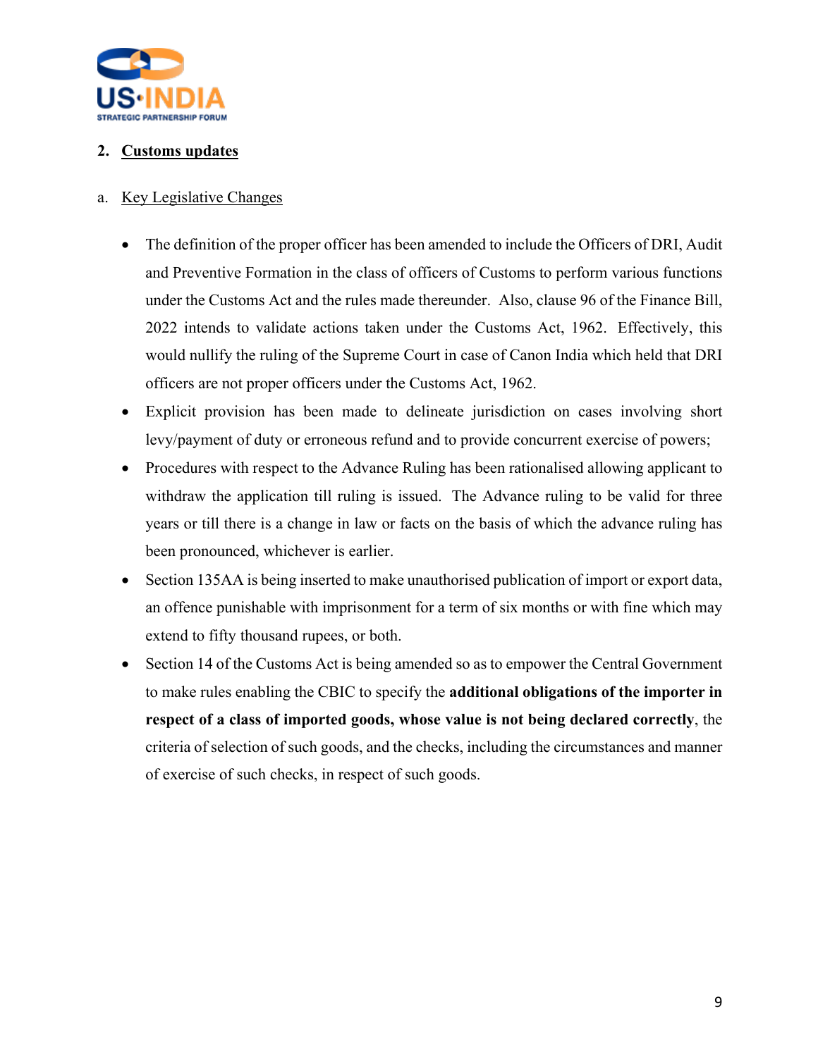## 2. Customs updates

### a. Key Legislative Changes

- The definition of the proper officer has been amended to include the Officers of DRI, Audit and Preventive Formation in the class of officers of Customs to perform various functions under the Customs Act and the rules made thereunder. Also, clause 96 of the Finance Bill, 2022 intends to validate actions taken under the Customs Act, 1962. Effectively, this would nullify the ruling of the Supreme Court in case of Canon India which held that DRI officers are not proper officers under the Customs Act, 1962.
- Explicit provision has been made to delineate jurisdiction on cases involving short levy/payment of duty or erroneous refund and to provide concurrent exercise of powers;
- Procedures with respect to the Advance Ruling has been rationalised allowing applicant to withdraw the application till ruling is issued. The Advance ruling to be valid for three years or till there is a change in law or facts on the basis of which the advance ruling has been pronounced, whichever is earlier.
- Section 135AA is being inserted to make unauthorised publication of import or export data, an offence punishable with imprisonment for a term of six months or with fine which may extend to fifty thousand rupees, or both.
- Section 14 of the Customs Act is being amended so as to empower the Central Government to make rules enabling the CBIC to specify the **additional obligations of the importer in respect of a class of imported goods, whose value is not being declared correctly**, the criteria of selection of such goods, and the checks, including the circumstances and manner of exercise of such checks, in respect of such goods.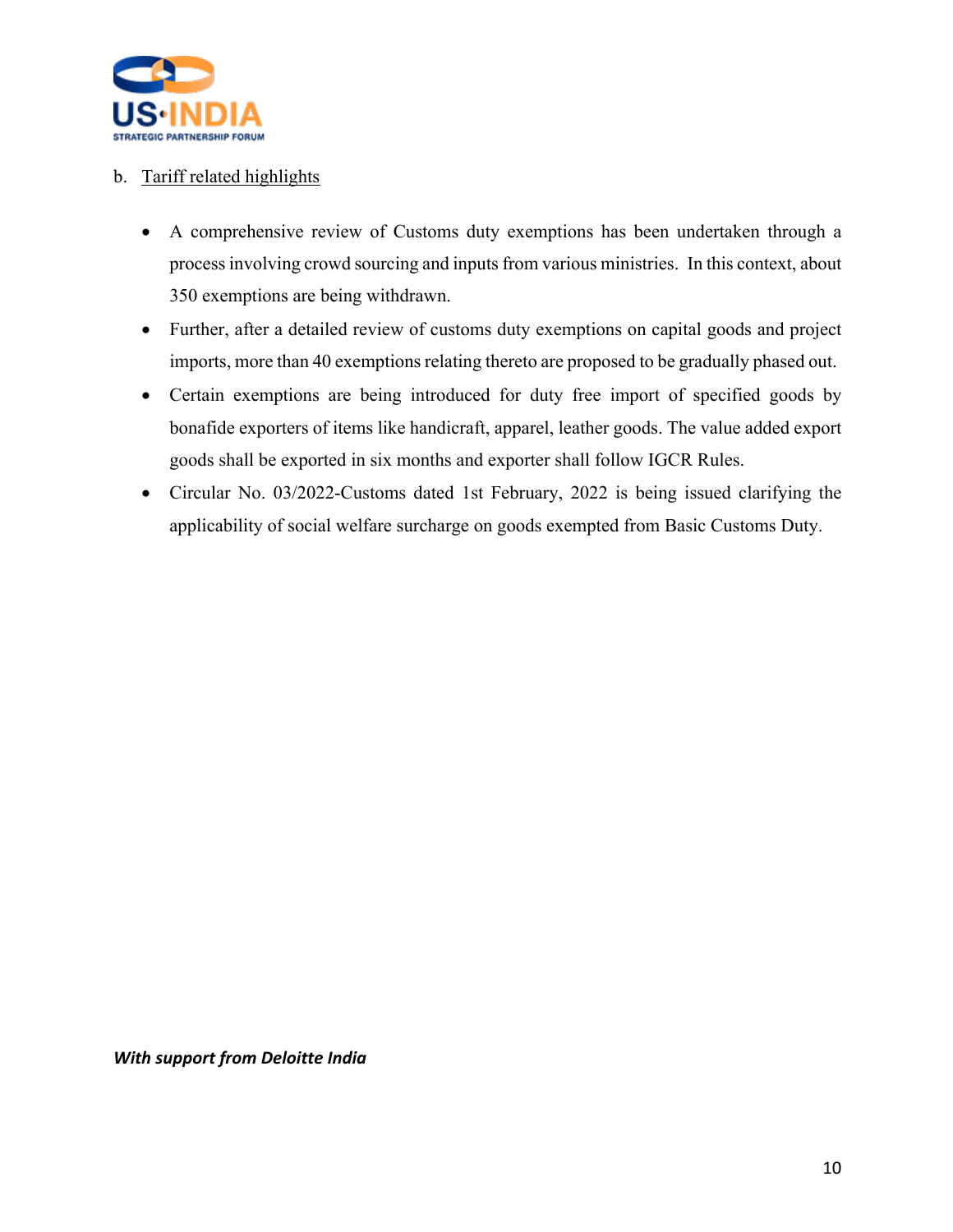b. Tariff related highlights

- A comprehensive review of Customs duty exemptions has been undertaken through a process involving crowd sourcing and inputs from various ministries. In this context, about 350 exemptions are being withdrawn.
- Further, after a detailed review of customs duty exemptions on capital goods and project imports, more than 40 exemptions relating thereto are proposed to be gradually phased out.
- Certain exemptions are being introduced for duty free import of specified goods by bonafide exporters of items like handicraft, apparel, leather goods. The value added export goods shall be exported in six months and exporter shall follow IGCR Rules.
- Circular No. 03/2022-Customs dated 1st February, 2022 is being issued clarifying the applicability of social welfare surcharge on goods exempted from Basic Customs Duty.

***With support from Deloitte India***